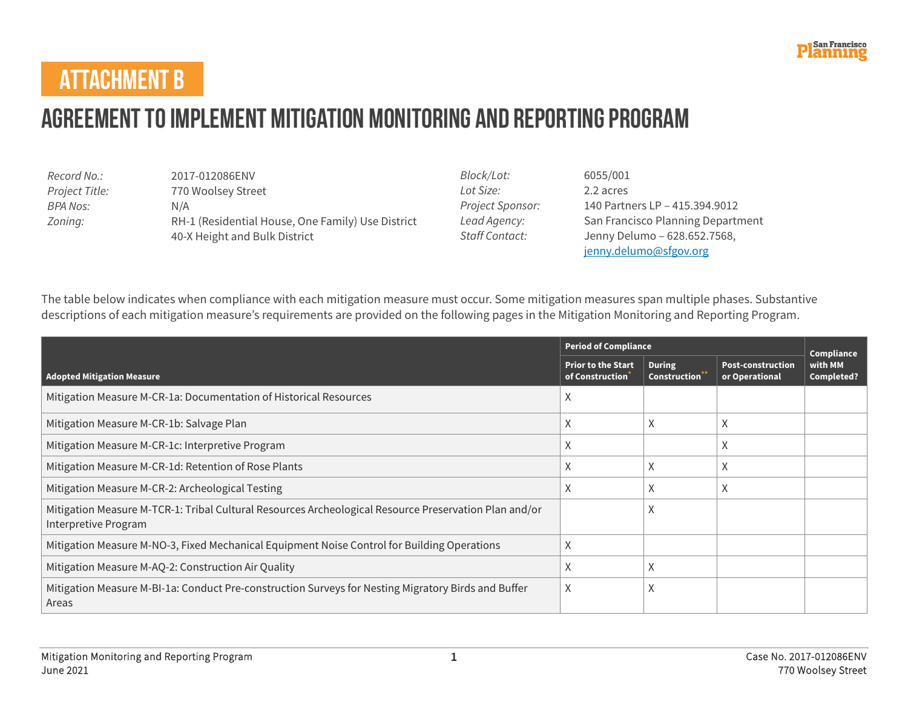# ATTACHMENT B

# AGREEMENT TO IMPLEMENT MITIGATION MONITORING AND REPORTING PROGRAM

| | | | |
|---|---|---|---|
| *Record No.:* | 2017-012086ENV | *Block/Lot:* | 6055/001 |
| *Project Title:* | 770 Woolsey Street | *Lot Size:* | 2.2 acres |
| *BPA Nos:* | N/A | *Project Sponsor:* | 140 Partners LP – 415.394.9012 |
| *Zoning:* | RH-1 (Residential House, One Family) Use District<br>40-X Height and Bulk District | *Lead Agency:* | San Francisco Planning Department |
| | | *Staff Contact:* | Jenny Delumo – 628.652.7568, jenny.delumo@sfgov.org |

The table below indicates when compliance with each mitigation measure must occur. Some mitigation measures span multiple phases. Substantive descriptions of each mitigation measure's requirements are provided on the following pages in the Mitigation Monitoring and Reporting Program.

| Adopted Mitigation Measure | Period of Compliance | | | Compliance with MM Completed? |
|---|---|---|---|---|
| | Prior to the Start of Construction* | During Construction** | Post-construction or Operational | |
| Mitigation Measure M-CR-1a: Documentation of Historical Resources | X | | | |
| Mitigation Measure M-CR-1b: Salvage Plan | X | X | X | |
| Mitigation Measure M-CR-1c: Interpretive Program | X | | X | |
| Mitigation Measure M-CR-1d: Retention of Rose Plants | X | X | X | |
| Mitigation Measure M-CR-2: Archeological Testing | X | X | X | |
| Mitigation Measure M-TCR-1: Tribal Cultural Resources Archeological Resource Preservation Plan and/or Interpretive Program | | X | | |
| Mitigation Measure M-NO-3, Fixed Mechanical Equipment Noise Control for Building Operations | X | | | |
| Mitigation Measure M-AQ-2: Construction Air Quality | X | X | | |
| Mitigation Measure M-BI-1a: Conduct Pre-construction Surveys for Nesting Migratory Birds and Buffer Areas | X | X | | |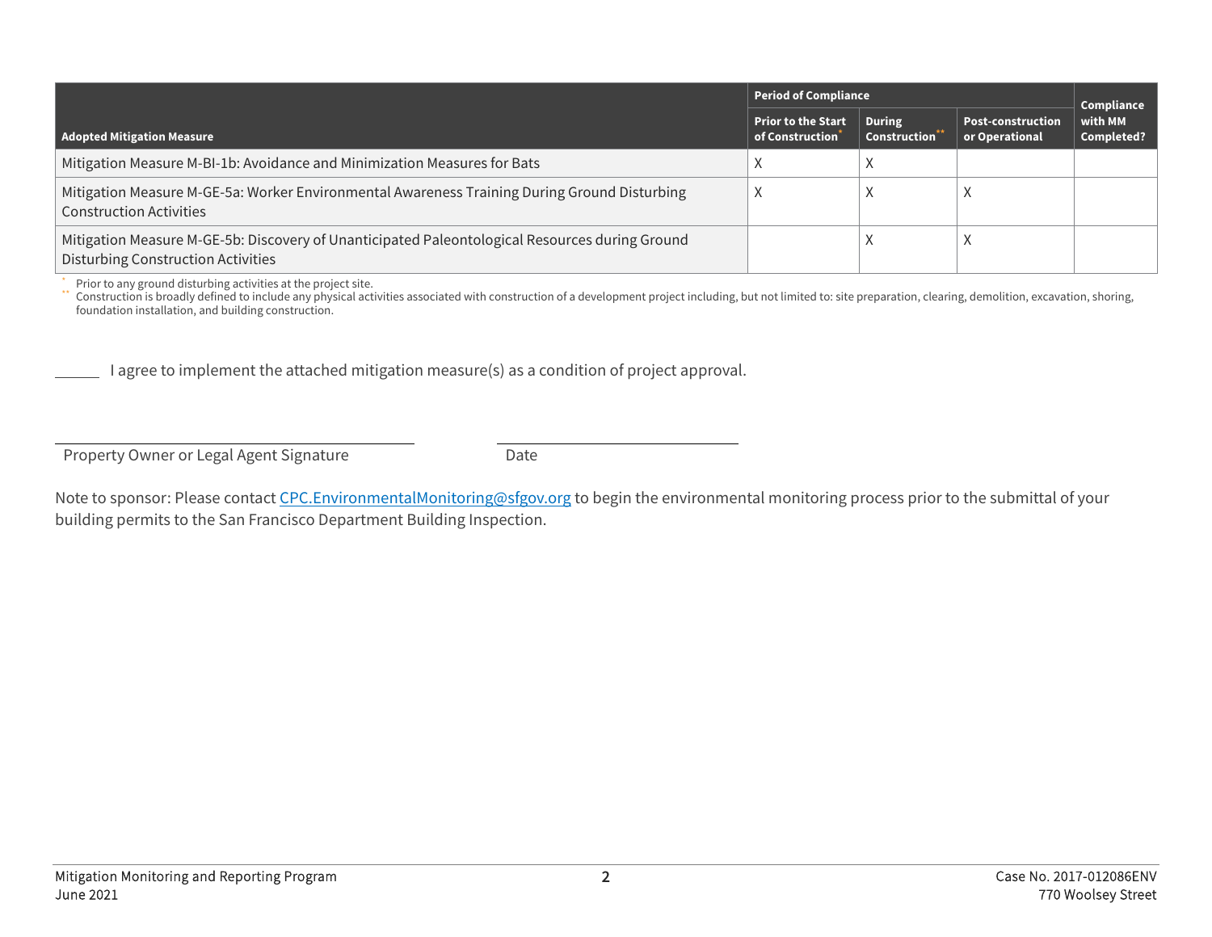| Adopted Mitigation Measure | Period of Compliance | | | Compliance with MM Completed? |
|---|---|---|---|---|
| | Prior to the Start of Construction* | During Construction** | Post-construction or Operational | |
| Mitigation Measure M-BI-1b: Avoidance and Minimization Measures for Bats | X | X | | |
| Mitigation Measure M-GE-5a: Worker Environmental Awareness Training During Ground Disturbing Construction Activities | X | X | X | |
| Mitigation Measure M-GE-5b: Discovery of Unanticipated Paleontological Resources during Ground Disturbing Construction Activities | | X | X | |

\* Prior to any ground disturbing activities at the project site.
\*\* Construction is broadly defined to include any physical activities associated with construction of a development project including, but not limited to: site preparation, clearing, demolition, excavation, shoring, foundation installation, and building construction.

______ I agree to implement the attached mitigation measure(s) as a condition of project approval.

Property Owner or Legal Agent Signature　　　　　　Date

Note to sponsor: Please contact CPC.EnvironmentalMonitoring@sfgov.org to begin the environmental monitoring process prior to the submittal of your building permits to the San Francisco Department Building Inspection.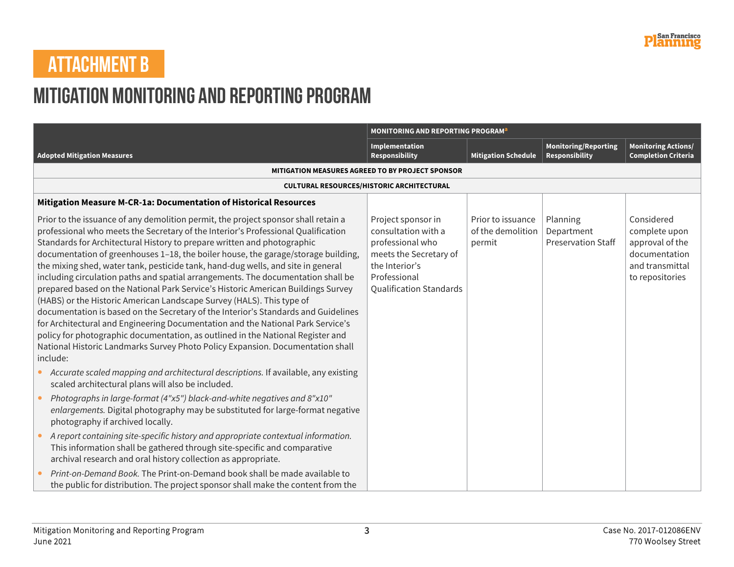# ATTACHMENT B

# MITIGATION MONITORING AND REPORTING PROGRAM

| Adopted Mitigation Measures | MONITORING AND REPORTING PROGRAM[a] | | | |
|---|---|---|---|---|
| | Implementation Responsibility | Mitigation Schedule | Monitoring/Reporting Responsibility | Monitoring Actions/ Completion Criteria |
| **MITIGATION MEASURES AGREED TO BY PROJECT SPONSOR** | | | | |
| **CULTURAL RESOURCES/HISTORIC ARCHITECTURAL** | | | | |
| **Mitigation Measure M-CR-1a: Documentation of Historical Resources**<br><br>Prior to the issuance of any demolition permit, the project sponsor shall retain a professional who meets the Secretary of the Interior's Professional Qualification Standards for Architectural History to prepare written and photographic documentation of greenhouses 1–18, the boiler house, the garage/storage building, the mixing shed, water tank, pesticide tank, hand-dug wells, and site in general including circulation paths and spatial arrangements. The documentation shall be prepared based on the National Park Service's Historic American Buildings Survey (HABS) or the Historic American Landscape Survey (HALS). This type of documentation is based on the Secretary of the Interior's Standards and Guidelines for Architectural and Engineering Documentation and the National Park Service's policy for photographic documentation, as outlined in the National Register and National Historic Landmarks Survey Photo Policy Expansion. Documentation shall include:<br>• *Accurate scaled mapping and architectural descriptions.* If available, any existing scaled architectural plans will also be included.<br>• *Photographs in large-format (4"x5") black-and-white negatives and 8"x10" enlargements.* Digital photography may be substituted for large-format negative photography if archived locally.<br>• *A report containing site-specific history and appropriate contextual information.* This information shall be gathered through site-specific and comparative archival research and oral history collection as appropriate.<br>• *Print-on-Demand Book.* The Print-on-Demand book shall be made available to the public for distribution. The project sponsor shall make the content from the | Project sponsor in consultation with a professional who meets the Secretary of the Interior's Professional Qualification Standards | Prior to issuance of the demolition permit | Planning Department Preservation Staff | Considered complete upon approval of the documentation and transmittal to repositories |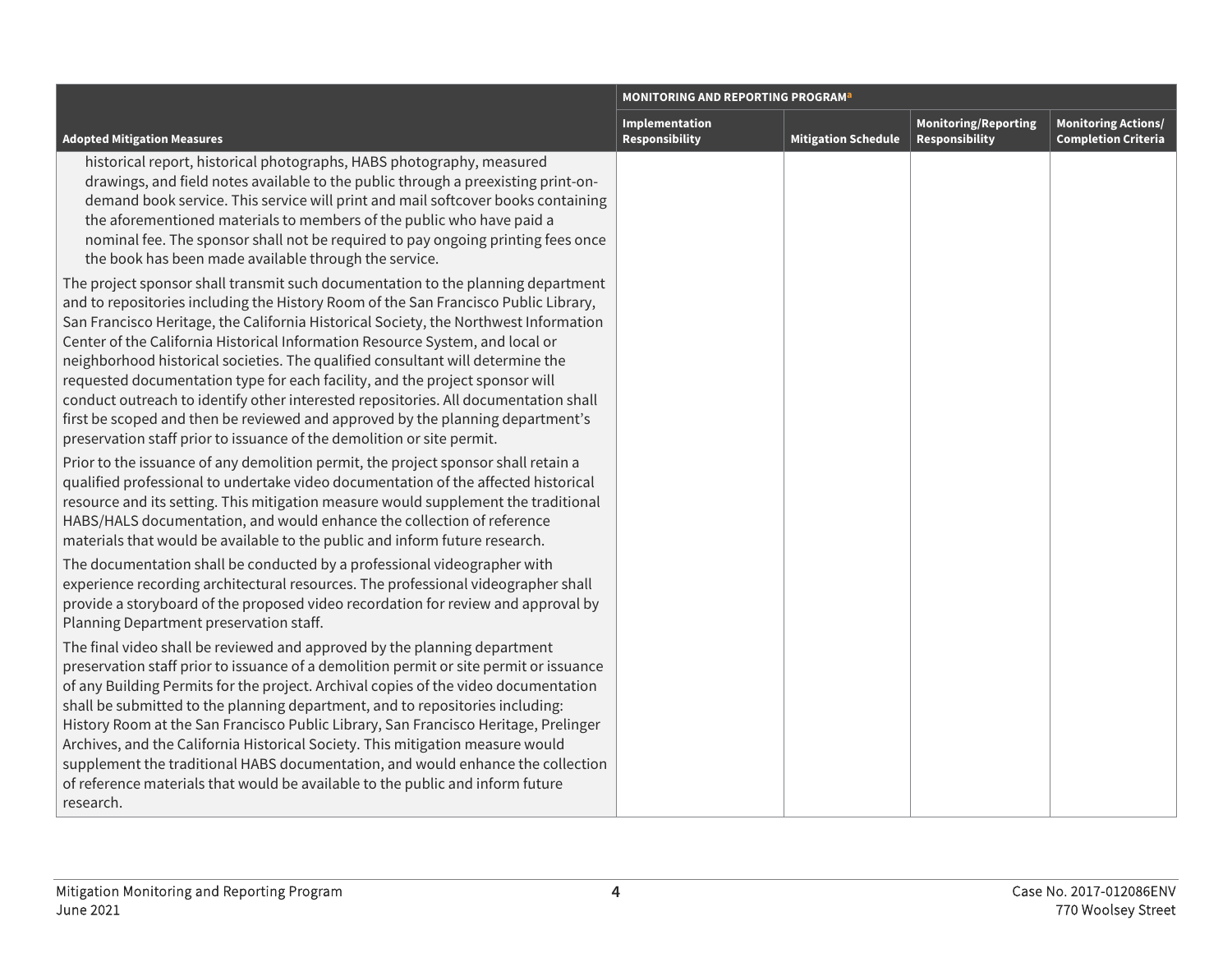| Adopted Mitigation Measures | MONITORING AND REPORTING PROGRAM[a] Implementation Responsibility | Mitigation Schedule | Monitoring/Reporting Responsibility | Monitoring Actions/ Completion Criteria |
|---|---|---|---|---|
| historical report, historical photographs, HABS photography, measured drawings, and field notes available to the public through a preexisting print-on-demand book service. This service will print and mail softcover books containing the aforementioned materials to members of the public who have paid a nominal fee. The sponsor shall not be required to pay ongoing printing fees once the book has been made available through the service.<br><br>The project sponsor shall transmit such documentation to the planning department and to repositories including the History Room of the San Francisco Public Library, San Francisco Heritage, the California Historical Society, the Northwest Information Center of the California Historical Information Resource System, and local or neighborhood historical societies. The qualified consultant will determine the requested documentation type for each facility, and the project sponsor will conduct outreach to identify other interested repositories. All documentation shall first be scoped and then be reviewed and approved by the planning department's preservation staff prior to issuance of the demolition or site permit.<br><br>Prior to the issuance of any demolition permit, the project sponsor shall retain a qualified professional to undertake video documentation of the affected historical resource and its setting. This mitigation measure would supplement the traditional HABS/HALS documentation, and would enhance the collection of reference materials that would be available to the public and inform future research.<br><br>The documentation shall be conducted by a professional videographer with experience recording architectural resources. The professional videographer shall provide a storyboard of the proposed video recordation for review and approval by Planning Department preservation staff.<br><br>The final video shall be reviewed and approved by the planning department preservation staff prior to issuance of a demolition permit or site permit or issuance of any Building Permits for the project. Archival copies of the video documentation shall be submitted to the planning department, and to repositories including: History Room at the San Francisco Public Library, San Francisco Heritage, Prelinger Archives, and the California Historical Society. This mitigation measure would supplement the traditional HABS documentation, and would enhance the collection of reference materials that would be available to the public and inform future research. | | | | |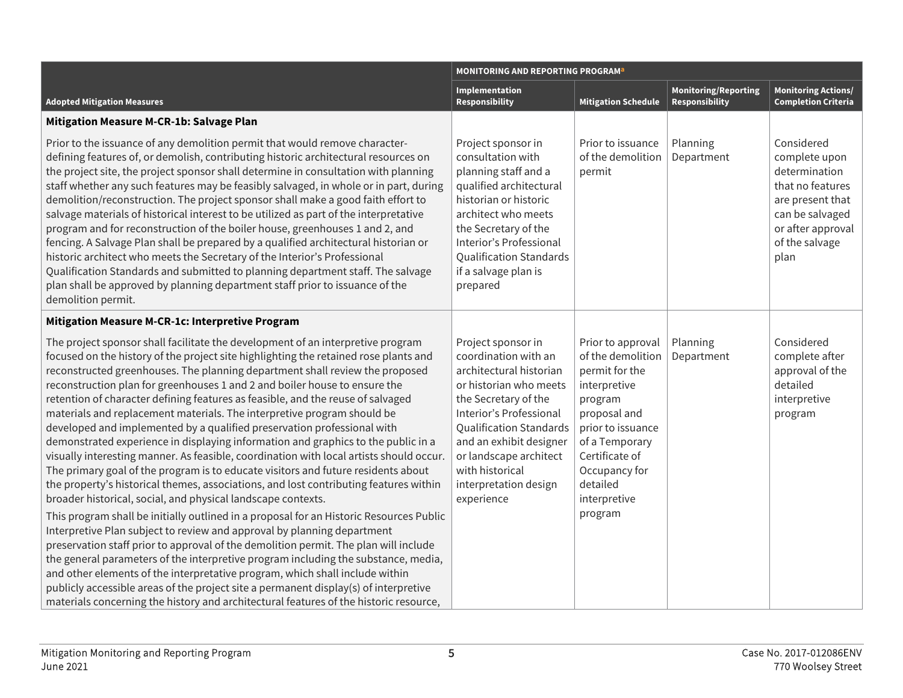| Adopted Mitigation Measures | MONITORING AND REPORTING PROGRAM[a] Implementation Responsibility | Mitigation Schedule | Monitoring/Reporting Responsibility | Monitoring Actions/ Completion Criteria |
|---|---|---|---|---|
| **Mitigation Measure M-CR-1b: Salvage Plan** | | | | |
| Prior to the issuance of any demolition permit that would remove character-defining features of, or demolish, contributing historic architectural resources on the project site, the project sponsor shall determine in consultation with planning staff whether any such features may be feasibly salvaged, in whole or in part, during demolition/reconstruction. The project sponsor shall make a good faith effort to salvage materials of historical interest to be utilized as part of the interpretative program and for reconstruction of the boiler house, greenhouses 1 and 2, and fencing. A Salvage Plan shall be prepared by a qualified architectural historian or historic architect who meets the Secretary of the Interior's Professional Qualification Standards and submitted to planning department staff. The salvage plan shall be approved by planning department staff prior to issuance of the demolition permit. | Project sponsor in consultation with planning staff and a qualified architectural historian or historic architect who meets the Secretary of the Interior's Professional Qualification Standards if a salvage plan is prepared | Prior to issuance of the demolition permit | Planning Department | Considered complete upon determination that no features are present that can be salvaged or after approval of the salvage plan |
| **Mitigation Measure M-CR-1c: Interpretive Program** | | | | |
| The project sponsor shall facilitate the development of an interpretive program focused on the history of the project site highlighting the retained rose plants and reconstructed greenhouses. The planning department shall review the proposed reconstruction plan for greenhouses 1 and 2 and boiler house to ensure the retention of character defining features as feasible, and the reuse of salvaged materials and replacement materials. The interpretive program should be developed and implemented by a qualified preservation professional with demonstrated experience in displaying information and graphics to the public in a visually interesting manner. As feasible, coordination with local artists should occur. The primary goal of the program is to educate visitors and future residents about the property's historical themes, associations, and lost contributing features within broader historical, social, and physical landscape contexts.<br><br>This program shall be initially outlined in a proposal for an Historic Resources Public Interpretive Plan subject to review and approval by planning department preservation staff prior to approval of the demolition permit. The plan will include the general parameters of the interpretive program including the substance, media, and other elements of the interpretative program, which shall include within publicly accessible areas of the project site a permanent display(s) of interpretive materials concerning the history and architectural features of the historic resource, | Project sponsor in coordination with an architectural historian or historian who meets the Secretary of the Interior's Professional Qualification Standards and an exhibit designer or landscape architect with historical interpretation design experience | Prior to approval of the demolition permit for the interpretive program proposal and prior to issuance of a Temporary Certificate of Occupancy for detailed interpretive program | Planning Department | Considered complete after approval of the detailed interpretive program |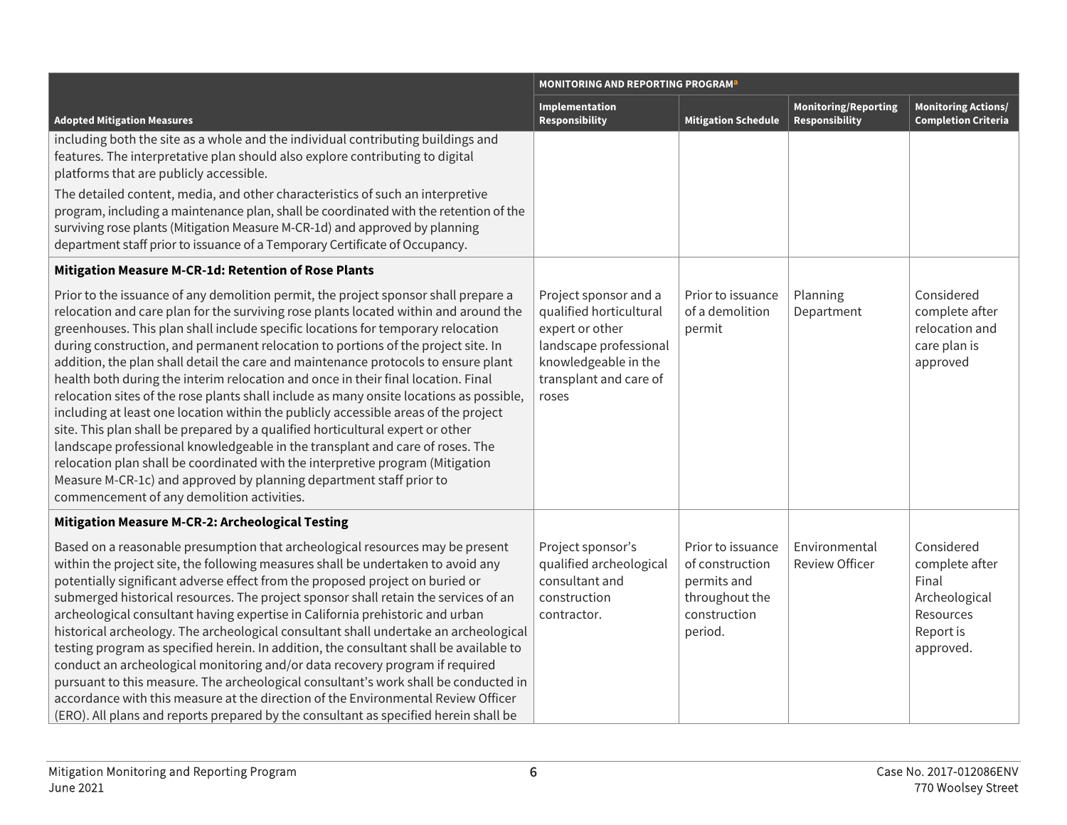| Adopted Mitigation Measures | MONITORING AND REPORTING PROGRAM[a] | | | |
|---|---|---|---|---|
| | **Implementation Responsibility** | **Mitigation Schedule** | **Monitoring/Reporting Responsibility** | **Monitoring Actions/ Completion Criteria** |
| including both the site as a whole and the individual contributing buildings and features. The interpretative plan should also explore contributing to digital platforms that are publicly accessible.<br><br>The detailed content, media, and other characteristics of such an interpretive program, including a maintenance plan, shall be coordinated with the retention of the surviving rose plants (Mitigation Measure M-CR-1d) and approved by planning department staff prior to issuance of a Temporary Certificate of Occupancy. | | | | |
| **Mitigation Measure M-CR-1d: Retention of Rose Plants**<br><br>Prior to the issuance of any demolition permit, the project sponsor shall prepare a relocation and care plan for the surviving rose plants located within and around the greenhouses. This plan shall include specific locations for temporary relocation during construction, and permanent relocation to portions of the project site. In addition, the plan shall detail the care and maintenance protocols to ensure plant health both during the interim relocation and once in their final location. Final relocation sites of the rose plants shall include as many onsite locations as possible, including at least one location within the publicly accessible areas of the project site. This plan shall be prepared by a qualified horticultural expert or other landscape professional knowledgeable in the transplant and care of roses. The relocation plan shall be coordinated with the interpretive program (Mitigation Measure M-CR-1c) and approved by planning department staff prior to commencement of any demolition activities. | Project sponsor and a qualified horticultural expert or other landscape professional knowledgeable in the transplant and care of roses | Prior to issuance of a demolition permit | Planning Department | Considered complete after relocation and care plan is approved |
| **Mitigation Measure M-CR-2: Archeological Testing**<br><br>Based on a reasonable presumption that archeological resources may be present within the project site, the following measures shall be undertaken to avoid any potentially significant adverse effect from the proposed project on buried or submerged historical resources. The project sponsor shall retain the services of an archeological consultant having expertise in California prehistoric and urban historical archeology. The archeological consultant shall undertake an archeological testing program as specified herein. In addition, the consultant shall be available to conduct an archeological monitoring and/or data recovery program if required pursuant to this measure. The archeological consultant's work shall be conducted in accordance with this measure at the direction of the Environmental Review Officer (ERO). All plans and reports prepared by the consultant as specified herein shall be | Project sponsor's qualified archeological consultant and construction contractor. | Prior to issuance of construction permits and throughout the construction period. | Environmental Review Officer | Considered complete after Final Archeological Resources Report is approved. |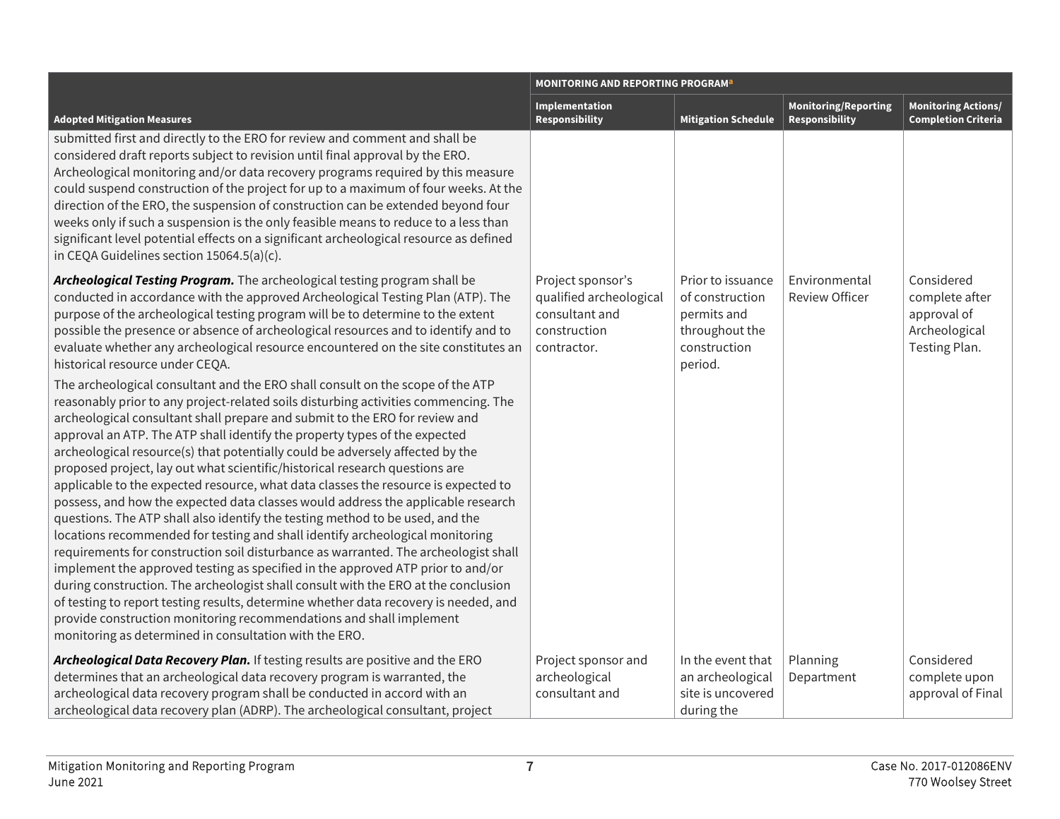| Adopted Mitigation Measures | MONITORING AND REPORTING PROGRAM[a] Implementation Responsibility | Mitigation Schedule | Monitoring/Reporting Responsibility | Monitoring Actions/ Completion Criteria |
|---|---|---|---|---|
| submitted first and directly to the ERO for review and comment and shall be considered draft reports subject to revision until final approval by the ERO. Archeological monitoring and/or data recovery programs required by this measure could suspend construction of the project for up to a maximum of four weeks. At the direction of the ERO, the suspension of construction can be extended beyond four weeks only if such a suspension is the only feasible means to reduce to a less than significant level potential effects on a significant archeological resource as defined in CEQA Guidelines section 15064.5(a)(c). | | | | |
| ***Archeological Testing Program.*** The archeological testing program shall be conducted in accordance with the approved Archeological Testing Plan (ATP). The purpose of the archeological testing program will be to determine to the extent possible the presence or absence of archeological resources and to identify and to evaluate whether any archeological resource encountered on the site constitutes an historical resource under CEQA.<br><br>The archeological consultant and the ERO shall consult on the scope of the ATP reasonably prior to any project-related soils disturbing activities commencing. The archeological consultant shall prepare and submit to the ERO for review and approval an ATP. The ATP shall identify the property types of the expected archeological resource(s) that potentially could be adversely affected by the proposed project, lay out what scientific/historical research questions are applicable to the expected resource, what data classes the resource is expected to possess, and how the expected data classes would address the applicable research questions. The ATP shall also identify the testing method to be used, and the locations recommended for testing and shall identify archeological monitoring requirements for construction soil disturbance as warranted. The archeologist shall implement the approved testing as specified in the approved ATP prior to and/or during construction. The archeologist shall consult with the ERO at the conclusion of testing to report testing results, determine whether data recovery is needed, and provide construction monitoring recommendations and shall implement monitoring as determined in consultation with the ERO. | Project sponsor's qualified archeological consultant and construction contractor. | Prior to issuance of construction permits and throughout the construction period. | Environmental Review Officer | Considered complete after approval of Archeological Testing Plan. |
| ***Archeological Data Recovery Plan.*** If testing results are positive and the ERO determines that an archeological data recovery program is warranted, the archeological data recovery program shall be conducted in accord with an archeological data recovery plan (ADRP). The archeological consultant, project | Project sponsor and archeological consultant and | In the event that an archeological site is uncovered during the | Planning Department | Considered complete upon approval of Final |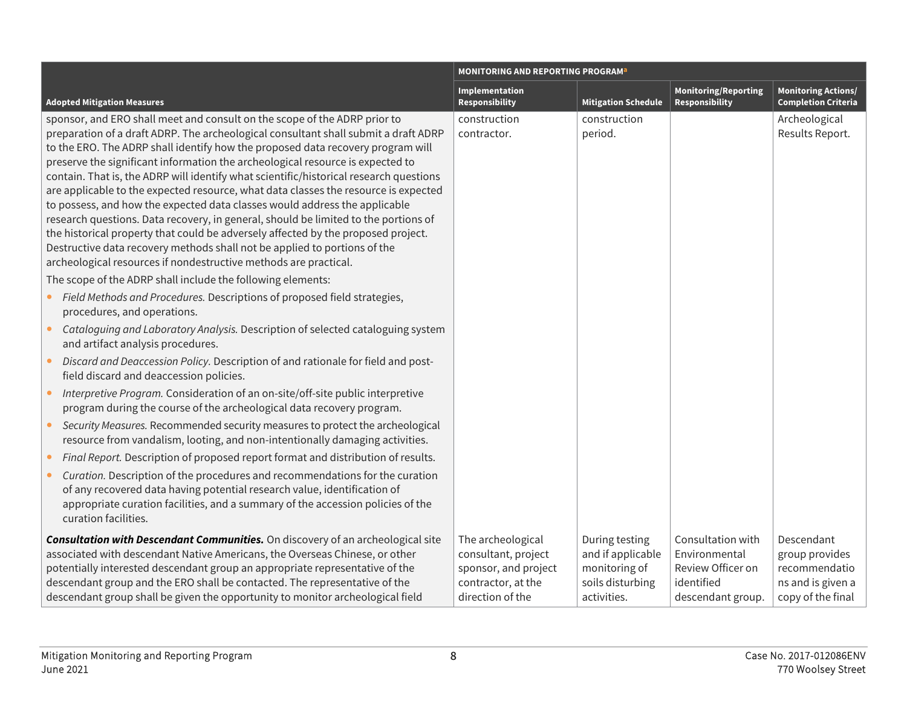|  | MONITORING AND REPORTING PROGRAM[a] | | | |
|---|---|---|---|---|
| **Adopted Mitigation Measures** | **Implementation Responsibility** | **Mitigation Schedule** | **Monitoring/Reporting Responsibility** | **Monitoring Actions/ Completion Criteria** |
| sponsor, and ERO shall meet and consult on the scope of the ADRP prior to preparation of a draft ADRP. The archeological consultant shall submit a draft ADRP to the ERO. The ADRP shall identify how the proposed data recovery program will preserve the significant information the archeological resource is expected to contain. That is, the ADRP will identify what scientific/historical research questions are applicable to the expected resource, what data classes the resource is expected to possess, and how the expected data classes would address the applicable research questions. Data recovery, in general, should be limited to the portions of the historical property that could be adversely affected by the proposed project. Destructive data recovery methods shall not be applied to portions of the archeological resources if nondestructive methods are practical.<br><br>The scope of the ADRP shall include the following elements:<br><br>• *Field Methods and Procedures.* Descriptions of proposed field strategies, procedures, and operations.<br>• *Cataloguing and Laboratory Analysis.* Description of selected cataloguing system and artifact analysis procedures.<br>• *Discard and Deaccession Policy.* Description of and rationale for field and post-field discard and deaccession policies.<br>• *Interpretive Program.* Consideration of an on-site/off-site public interpretive program during the course of the archeological data recovery program.<br>• *Security Measures.* Recommended security measures to protect the archeological resource from vandalism, looting, and non-intentionally damaging activities.<br>• *Final Report.* Description of proposed report format and distribution of results.<br>• *Curation.* Description of the procedures and recommendations for the curation of any recovered data having potential research value, identification of appropriate curation facilities, and a summary of the accession policies of the curation facilities. | construction contractor. | construction period. |  | Archeological Results Report. |
| ***Consultation with Descendant Communities.*** On discovery of an archeological site associated with descendant Native Americans, the Overseas Chinese, or other potentially interested descendant group an appropriate representative of the descendant group and the ERO shall be contacted. The representative of the descendant group shall be given the opportunity to monitor archeological field | The archeological consultant, project sponsor, and project contractor, at the direction of the | During testing and if applicable monitoring of soils disturbing activities. | Consultation with Environmental Review Officer on identified descendant group. | Descendant group provides recommendations and is given a copy of the final |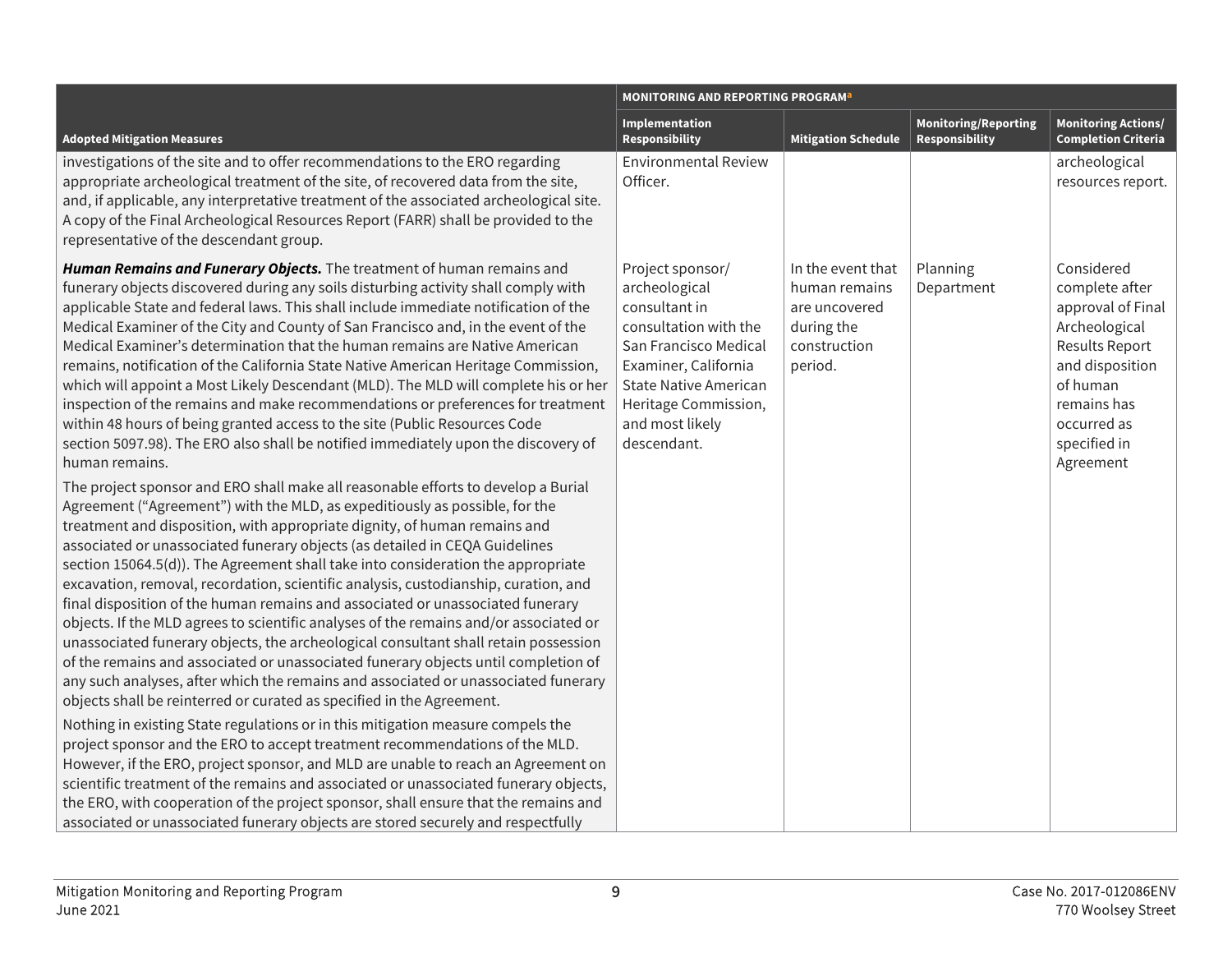| Adopted Mitigation Measures | MONITORING AND REPORTING PROGRAM[a] | | | |
|---|---|---|---|---|
| | Implementation Responsibility | Mitigation Schedule | Monitoring/Reporting Responsibility | Monitoring Actions/ Completion Criteria |
| investigations of the site and to offer recommendations to the ERO regarding appropriate archeological treatment of the site, of recovered data from the site, and, if applicable, any interpretative treatment of the associated archeological site. A copy of the Final Archeological Resources Report (FARR) shall be provided to the representative of the descendant group. | Environmental Review Officer. | | | archeological resources report. |
| ***Human Remains and Funerary Objects.*** The treatment of human remains and funerary objects discovered during any soils disturbing activity shall comply with applicable State and federal laws. This shall include immediate notification of the Medical Examiner of the City and County of San Francisco and, in the event of the Medical Examiner's determination that the human remains are Native American remains, notification of the California State Native American Heritage Commission, which will appoint a Most Likely Descendant (MLD). The MLD will complete his or her inspection of the remains and make recommendations or preferences for treatment within 48 hours of being granted access to the site (Public Resources Code section 5097.98). The ERO also shall be notified immediately upon the discovery of human remains.<br><br>The project sponsor and ERO shall make all reasonable efforts to develop a Burial Agreement ("Agreement") with the MLD, as expeditiously as possible, for the treatment and disposition, with appropriate dignity, of human remains and associated or unassociated funerary objects (as detailed in CEQA Guidelines section 15064.5(d)). The Agreement shall take into consideration the appropriate excavation, removal, recordation, scientific analysis, custodianship, curation, and final disposition of the human remains and associated or unassociated funerary objects. If the MLD agrees to scientific analyses of the remains and/or associated or unassociated funerary objects, the archeological consultant shall retain possession of the remains and associated or unassociated funerary objects until completion of any such analyses, after which the remains and associated or unassociated funerary objects shall be reinterred or curated as specified in the Agreement.<br><br>Nothing in existing State regulations or in this mitigation measure compels the project sponsor and the ERO to accept treatment recommendations of the MLD. However, if the ERO, project sponsor, and MLD are unable to reach an Agreement on scientific treatment of the remains and associated or unassociated funerary objects, the ERO, with cooperation of the project sponsor, shall ensure that the remains and associated or unassociated funerary objects are stored securely and respectfully | Project sponsor/ archeological consultant in consultation with the San Francisco Medical Examiner, California State Native American Heritage Commission, and most likely descendant. | In the event that human remains are uncovered during the construction period. | Planning Department | Considered complete after approval of Final Archeological Results Report and disposition of human remains has occurred as specified in Agreement |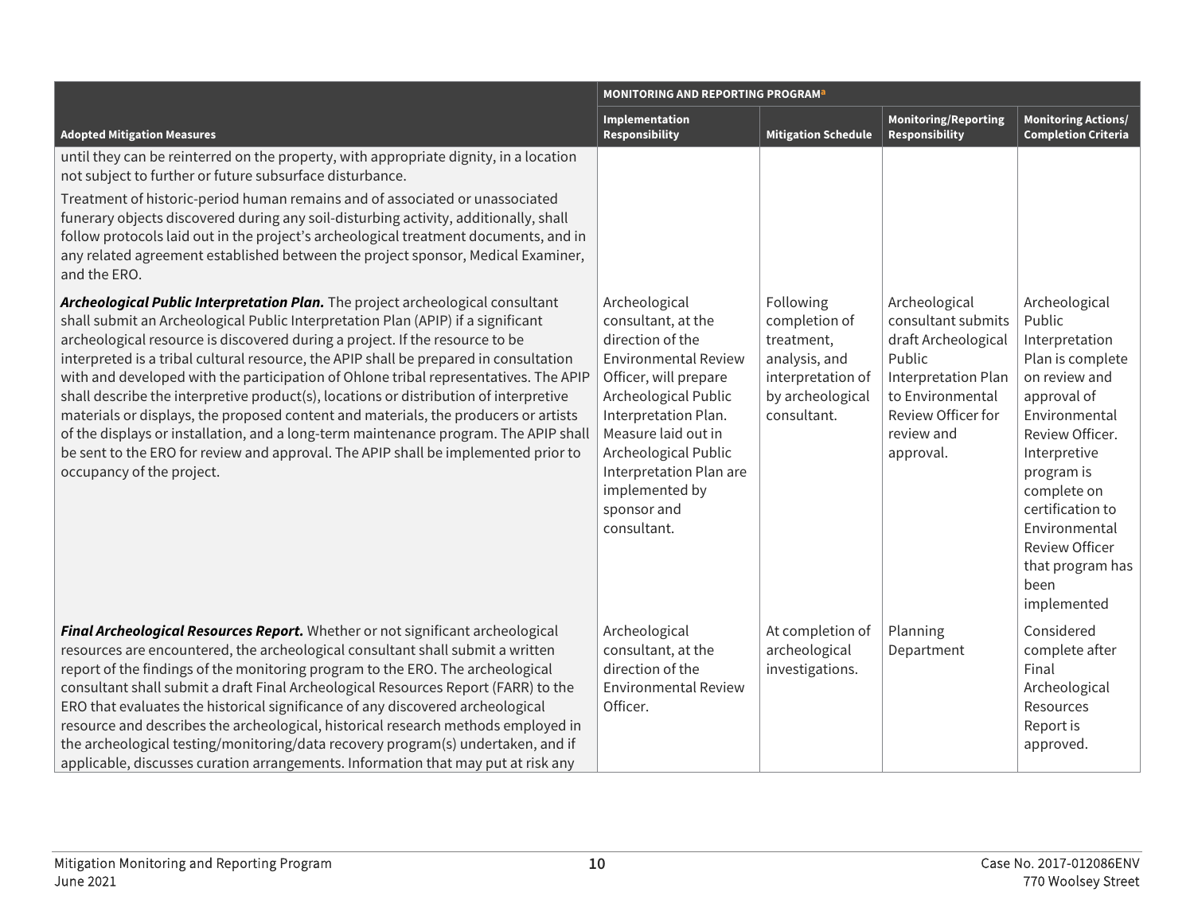| Adopted Mitigation Measures | MONITORING AND REPORTING PROGRAM[a] | | | |
|---|---|---|---|---|
| | Implementation Responsibility | Mitigation Schedule | Monitoring/Reporting Responsibility | Monitoring Actions/ Completion Criteria |
| until they can be reinterred on the property, with appropriate dignity, in a location not subject to further or future subsurface disturbance.<br><br>Treatment of historic-period human remains and of associated or unassociated funerary objects discovered during any soil-disturbing activity, additionally, shall follow protocols laid out in the project's archeological treatment documents, and in any related agreement established between the project sponsor, Medical Examiner, and the ERO. | | | | |
| ***Archeological Public Interpretation Plan.*** The project archeological consultant shall submit an Archeological Public Interpretation Plan (APIP) if a significant archeological resource is discovered during a project. If the resource to be interpreted is a tribal cultural resource, the APIP shall be prepared in consultation with and developed with the participation of Ohlone tribal representatives. The APIP shall describe the interpretive product(s), locations or distribution of interpretive materials or displays, the proposed content and materials, the producers or artists of the displays or installation, and a long-term maintenance program. The APIP shall be sent to the ERO for review and approval. The APIP shall be implemented prior to occupancy of the project. | Archeological consultant, at the direction of the Environmental Review Officer, will prepare Archeological Public Interpretation Plan. Measure laid out in Archeological Public Interpretation Plan are implemented by sponsor and consultant. | Following completion of treatment, analysis, and interpretation of by archeological consultant. | Archeological consultant submits draft Archeological Public Interpretation Plan to Environmental Review Officer for review and approval. | Archeological Public Interpretation Plan is complete on review and approval of Environmental Review Officer. Interpretive program is complete on certification to Environmental Review Officer that program has been implemented |
| ***Final Archeological Resources Report.*** Whether or not significant archeological resources are encountered, the archeological consultant shall submit a written report of the findings of the monitoring program to the ERO. The archeological consultant shall submit a draft Final Archeological Resources Report (FARR) to the ERO that evaluates the historical significance of any discovered archeological resource and describes the archeological, historical research methods employed in the archeological testing/monitoring/data recovery program(s) undertaken, and if applicable, discusses curation arrangements. Information that may put at risk any | Archeological consultant, at the direction of the Environmental Review Officer. | At completion of archeological investigations. | Planning Department | Considered complete after Final Archeological Resources Report is approved. |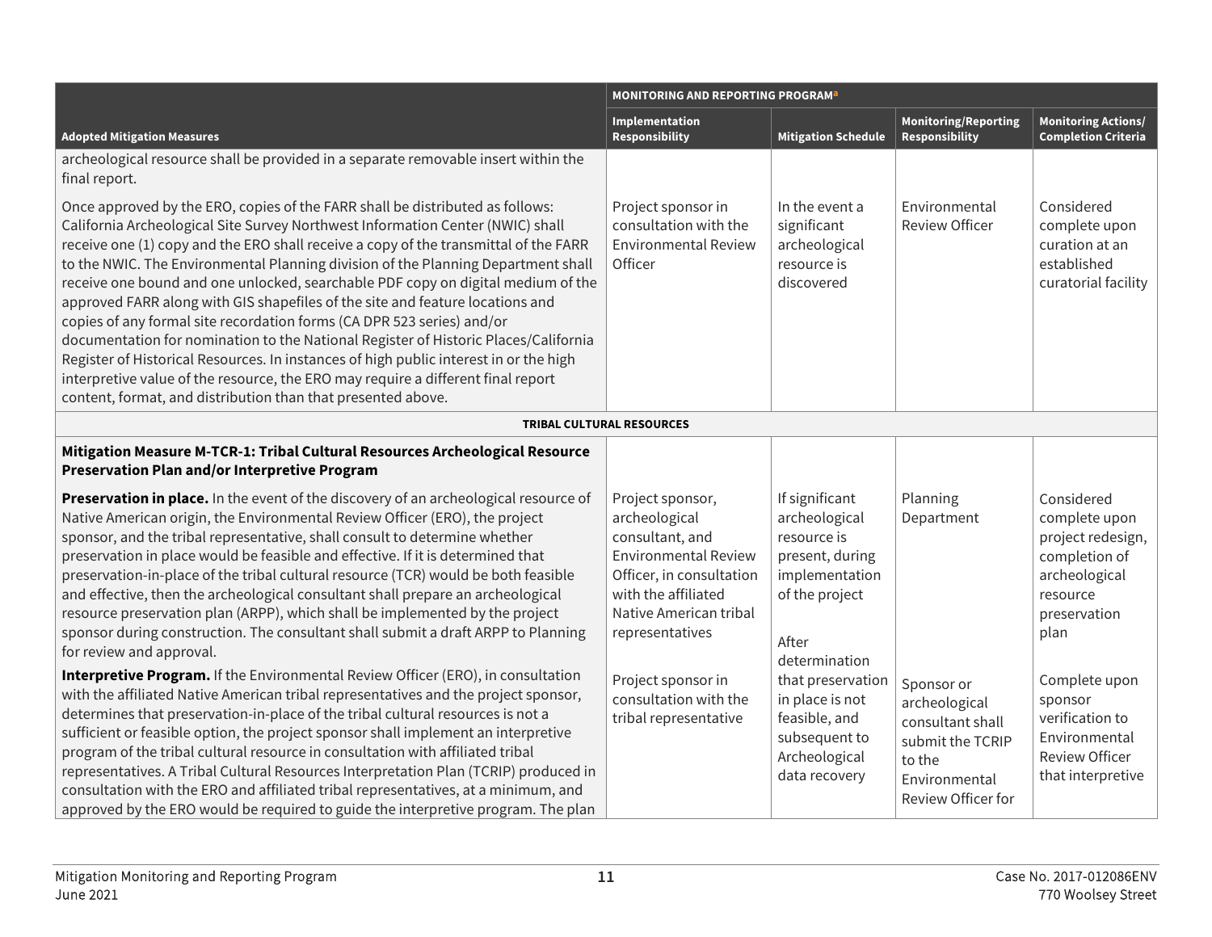| Adopted Mitigation Measures | MONITORING AND REPORTING PROGRAM[a] Implementation Responsibility | Mitigation Schedule | Monitoring/Reporting Responsibility | Monitoring Actions/ Completion Criteria |
|---|---|---|---|---|
| archeological resource shall be provided in a separate removable insert within the final report.<br><br>Once approved by the ERO, copies of the FARR shall be distributed as follows: California Archeological Site Survey Northwest Information Center (NWIC) shall receive one (1) copy and the ERO shall receive a copy of the transmittal of the FARR to the NWIC. The Environmental Planning division of the Planning Department shall receive one bound and one unlocked, searchable PDF copy on digital medium of the approved FARR along with GIS shapefiles of the site and feature locations and copies of any formal site recordation forms (CA DPR 523 series) and/or documentation for nomination to the National Register of Historic Places/California Register of Historical Resources. In instances of high public interest in or the high interpretive value of the resource, the ERO may require a different final report content, format, and distribution than that presented above. | Project sponsor in consultation with the Environmental Review Officer | In the event a significant archeological resource is discovered | Environmental Review Officer | Considered complete upon curation at an established curatorial facility |
| **TRIBAL CULTURAL RESOURCES** | | | | |
| **Mitigation Measure M-TCR-1: Tribal Cultural Resources Archeological Resource Preservation Plan and/or Interpretive Program** | | | | |
| **Preservation in place.** In the event of the discovery of an archeological resource of Native American origin, the Environmental Review Officer (ERO), the project sponsor, and the tribal representative, shall consult to determine whether preservation in place would be feasible and effective. If it is determined that preservation-in-place of the tribal cultural resource (TCR) would be both feasible and effective, then the archeological consultant shall prepare an archeological resource preservation plan (ARPP), which shall be implemented by the project sponsor during construction. The consultant shall submit a draft ARPP to Planning for review and approval. | Project sponsor, archeological consultant, and Environmental Review Officer, in consultation with the affiliated Native American tribal representatives | If significant archeological resource is present, during implementation of the project | Planning Department | Considered complete upon project redesign, completion of archeological resource preservation plan |
| **Interpretive Program.** If the Environmental Review Officer (ERO), in consultation with the affiliated Native American tribal representatives and the project sponsor, determines that preservation-in-place of the tribal cultural resources is not a sufficient or feasible option, the project sponsor shall implement an interpretive program of the tribal cultural resource in consultation with affiliated tribal representatives. A Tribal Cultural Resources Interpretation Plan (TCRIP) produced in consultation with the ERO and affiliated tribal representatives, at a minimum, and approved by the ERO would be required to guide the interpretive program. The plan | Project sponsor in consultation with the tribal representative | After determination that preservation in place is not feasible, and subsequent to Archeological data recovery | Sponsor or archeological consultant shall submit the TCRIP to the Environmental Review Officer for | Complete upon sponsor verification to Environmental Review Officer that interpretive |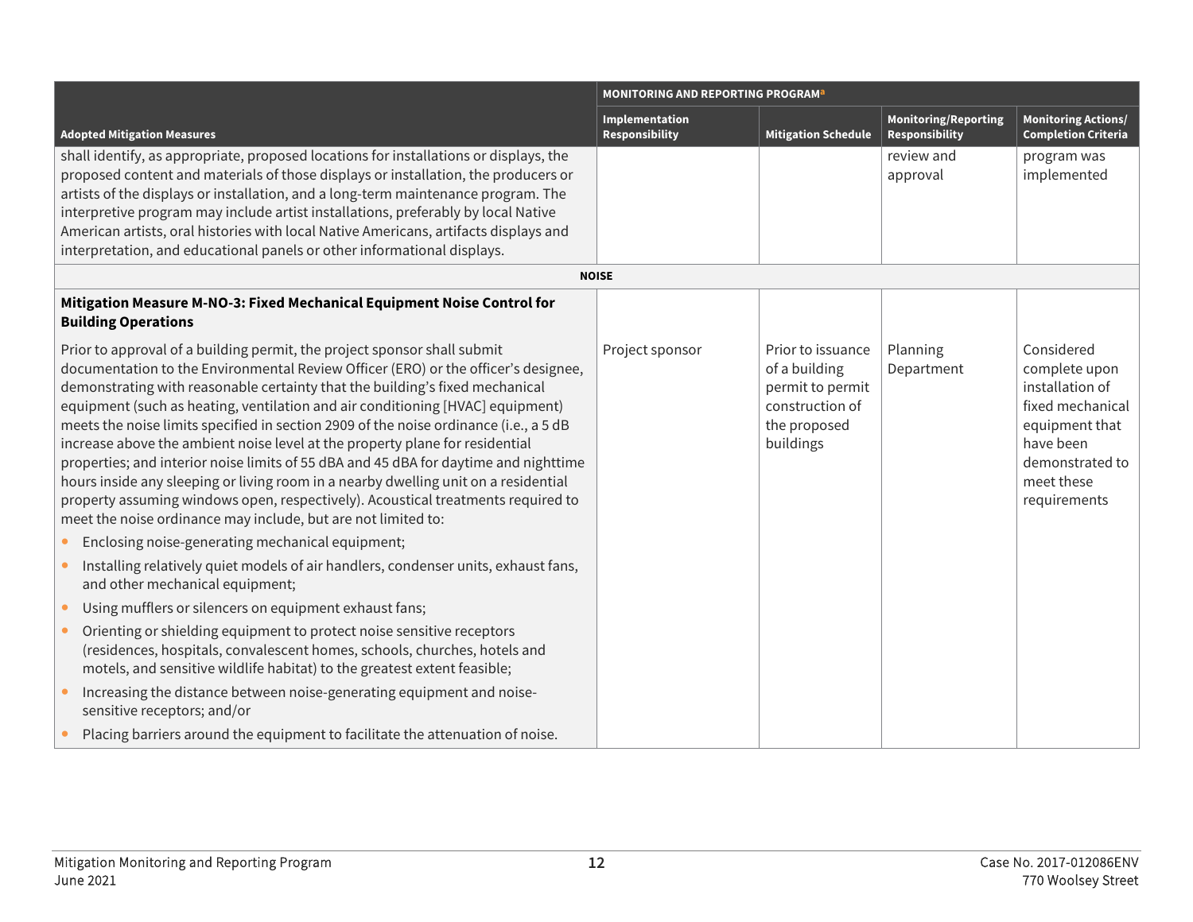| Adopted Mitigation Measures | MONITORING AND REPORTING PROGRAM[a] | | | |
|---|---|---|---|---|
| | Implementation Responsibility | Mitigation Schedule | Monitoring/Reporting Responsibility | Monitoring Actions/ Completion Criteria |
| shall identify, as appropriate, proposed locations for installations or displays, the proposed content and materials of those displays or installation, the producers or artists of the displays or installation, and a long-term maintenance program. The interpretive program may include artist installations, preferably by local Native American artists, oral histories with local Native Americans, artifacts displays and interpretation, and educational panels or other informational displays. | | | review and approval | program was implemented |
| **NOISE** | | | | |
| **Mitigation Measure M-NO-3: Fixed Mechanical Equipment Noise Control for Building Operations**<br><br>Prior to approval of a building permit, the project sponsor shall submit documentation to the Environmental Review Officer (ERO) or the officer's designee, demonstrating with reasonable certainty that the building's fixed mechanical equipment (such as heating, ventilation and air conditioning [HVAC] equipment) meets the noise limits specified in section 2909 of the noise ordinance (i.e., a 5 dB increase above the ambient noise level at the property plane for residential properties; and interior noise limits of 55 dBA and 45 dBA for daytime and nighttime hours inside any sleeping or living room in a nearby dwelling unit on a residential property assuming windows open, respectively). Acoustical treatments required to meet the noise ordinance may include, but are not limited to:<br>• Enclosing noise-generating mechanical equipment;<br>• Installing relatively quiet models of air handlers, condenser units, exhaust fans, and other mechanical equipment;<br>• Using mufflers or silencers on equipment exhaust fans;<br>• Orienting or shielding equipment to protect noise sensitive receptors (residences, hospitals, convalescent homes, schools, churches, hotels and motels, and sensitive wildlife habitat) to the greatest extent feasible;<br>• Increasing the distance between noise-generating equipment and noise-sensitive receptors; and/or<br>• Placing barriers around the equipment to facilitate the attenuation of noise. | Project sponsor | Prior to issuance of a building permit to permit construction of the proposed buildings | Planning Department | Considered complete upon installation of fixed mechanical equipment that have been demonstrated to meet these requirements |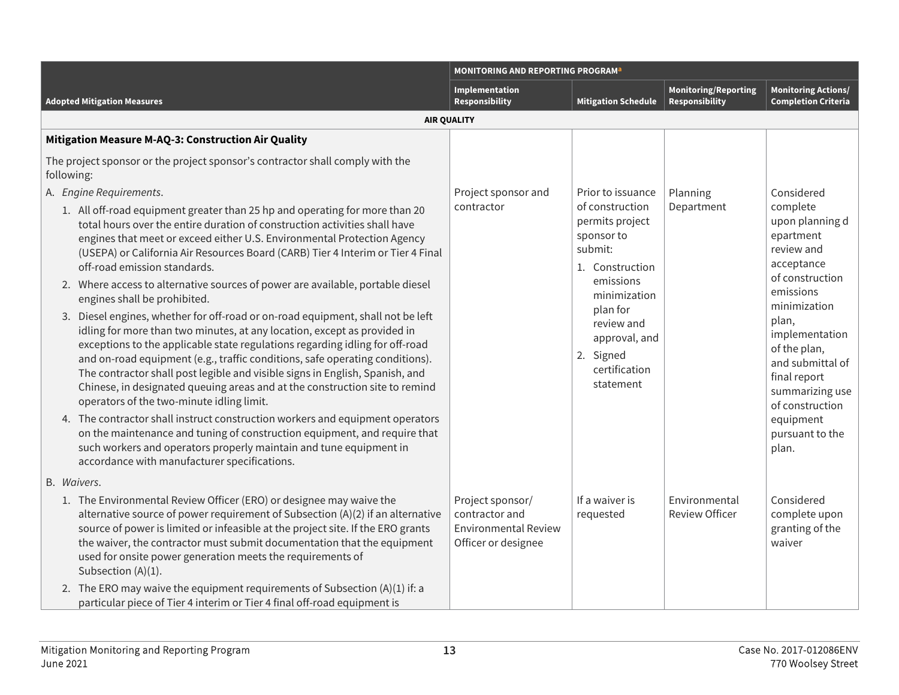| Adopted Mitigation Measures | MONITORING AND REPORTING PROGRAM[a] | | | |
|---|---|---|---|---|
| | **Implementation Responsibility** | **Mitigation Schedule** | **Monitoring/Reporting Responsibility** | **Monitoring Actions/ Completion Criteria** |
| **AIR QUALITY** | | | | |
| **Mitigation Measure M-AQ-3: Construction Air Quality**<br><br>The project sponsor or the project sponsor's contractor shall comply with the following: | | | | |
| A. *Engine Requirements*.<br>1. All off-road equipment greater than 25 hp and operating for more than 20 total hours over the entire duration of construction activities shall have engines that meet or exceed either U.S. Environmental Protection Agency (USEPA) or California Air Resources Board (CARB) Tier 4 Interim or Tier 4 Final off-road emission standards.<br>2. Where access to alternative sources of power are available, portable diesel engines shall be prohibited.<br>3. Diesel engines, whether for off-road or on-road equipment, shall not be left idling for more than two minutes, at any location, except as provided in exceptions to the applicable state regulations regarding idling for off-road and on-road equipment (e.g., traffic conditions, safe operating conditions). The contractor shall post legible and visible signs in English, Spanish, and Chinese, in designated queuing areas and at the construction site to remind operators of the two-minute idling limit.<br>4. The contractor shall instruct construction workers and equipment operators on the maintenance and tuning of construction equipment, and require that such workers and operators properly maintain and tune equipment in accordance with manufacturer specifications. | Project sponsor and contractor | Prior to issuance of construction permits project sponsor to submit:<br>1. Construction emissions minimization plan for review and approval, and<br>2. Signed certification statement | Planning Department | Considered complete upon planning department review and acceptance of construction emissions minimization plan, implementation of the plan, and submittal of final report summarizing use of construction equipment pursuant to the plan. |
| B. *Waivers*.<br>1. The Environmental Review Officer (ERO) or designee may waive the alternative source of power requirement of Subsection (A)(2) if an alternative source of power is limited or infeasible at the project site. If the ERO grants the waiver, the contractor must submit documentation that the equipment used for onsite power generation meets the requirements of Subsection (A)(1).<br>2. The ERO may waive the equipment requirements of Subsection (A)(1) if: a particular piece of Tier 4 interim or Tier 4 final off-road equipment is | Project sponsor/ contractor and Environmental Review Officer or designee | If a waiver is requested | Environmental Review Officer | Considered complete upon granting of the waiver |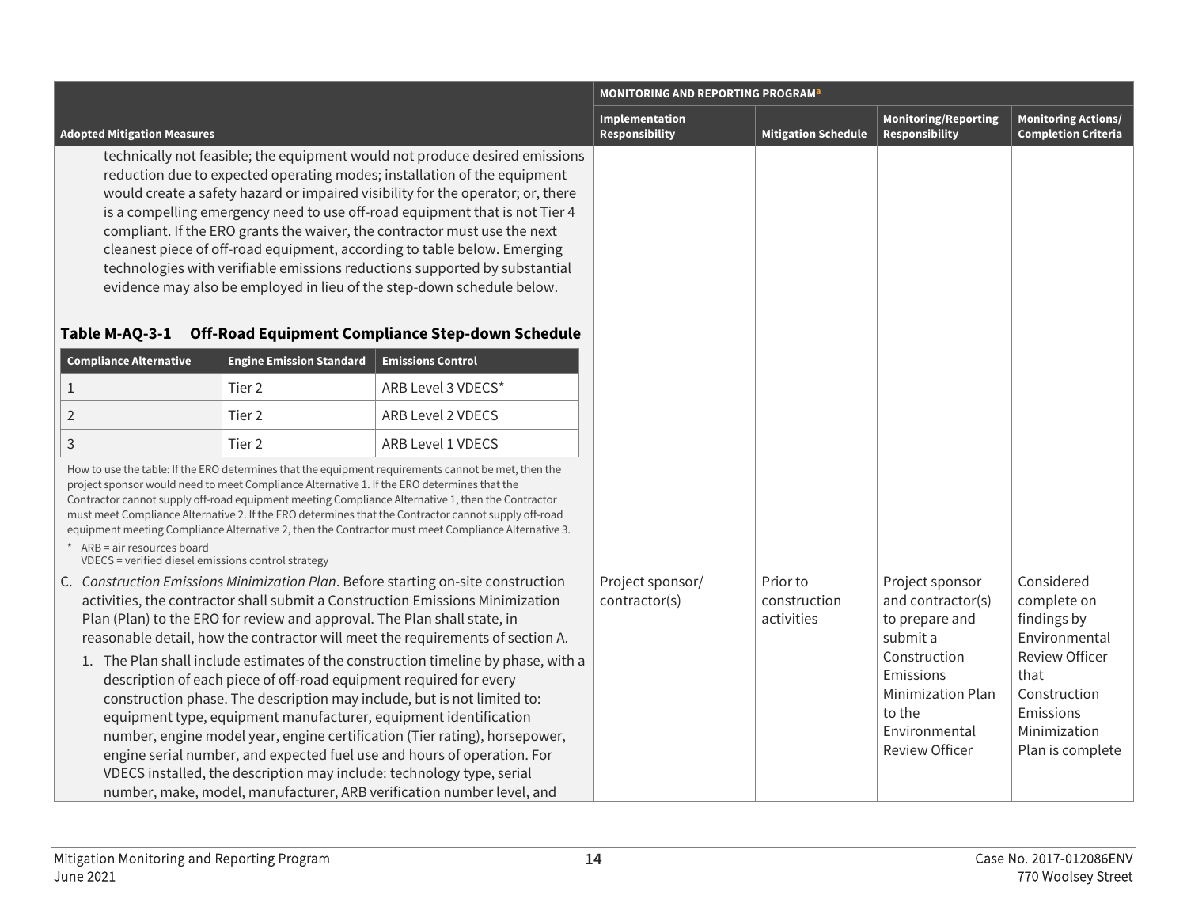| Adopted Mitigation Measures | MONITORING AND REPORTING PROGRAM[a] Implementation Responsibility | Mitigation Schedule | Monitoring/Reporting Responsibility | Monitoring Actions/ Completion Criteria |
|---|---|---|---|---|
| technically not feasible; the equipment would not produce desired emissions reduction due to expected operating modes; installation of the equipment would create a safety hazard or impaired visibility for the operator; or, there is a compelling emergency need to use off-road equipment that is not Tier 4 compliant. If the ERO grants the waiver, the contractor must use the next cleanest piece of off-road equipment, according to table below. Emerging technologies with verifiable emissions reductions supported by substantial evidence may also be employed in lieu of the step-down schedule below. | | | | |

**Table M-AQ-3-1 Off-Road Equipment Compliance Step-down Schedule**

| Compliance Alternative | Engine Emission Standard | Emissions Control |
|---|---|---|
| 1 | Tier 2 | ARB Level 3 VDECS* |
| 2 | Tier 2 | ARB Level 2 VDECS |
| 3 | Tier 2 | ARB Level 1 VDECS |

How to use the table: If the ERO determines that the equipment requirements cannot be met, then the project sponsor would need to meet Compliance Alternative 1. If the ERO determines that the Contractor cannot supply off-road equipment meeting Compliance Alternative 1, then the Contractor must meet Compliance Alternative 2. If the ERO determines that the Contractor cannot supply off-road equipment meeting Compliance Alternative 2, then the Contractor must meet Compliance Alternative 3.

\* ARB = air resources board
VDECS = verified diesel emissions control strategy

| Adopted Mitigation Measures | Implementation Responsibility | Mitigation Schedule | Monitoring/Reporting Responsibility | Monitoring Actions/ Completion Criteria |
|---|---|---|---|---|
| C. *Construction Emissions Minimization Plan*. Before starting on-site construction activities, the contractor shall submit a Construction Emissions Minimization Plan (Plan) to the ERO for review and approval. The Plan shall state, in reasonable detail, how the contractor will meet the requirements of section A.<br>1. The Plan shall include estimates of the construction timeline by phase, with a description of each piece of off-road equipment required for every construction phase. The description may include, but is not limited to: equipment type, equipment manufacturer, equipment identification number, engine model year, engine certification (Tier rating), horsepower, engine serial number, and expected fuel use and hours of operation. For VDECS installed, the description may include: technology type, serial number, make, model, manufacturer, ARB verification number level, and | Project sponsor/ contractor(s) | Prior to construction activities | Project sponsor and contractor(s) to prepare and submit a Construction Emissions Minimization Plan to the Environmental Review Officer | Considered complete on findings by Environmental Review Officer that Construction Emissions Minimization Plan is complete |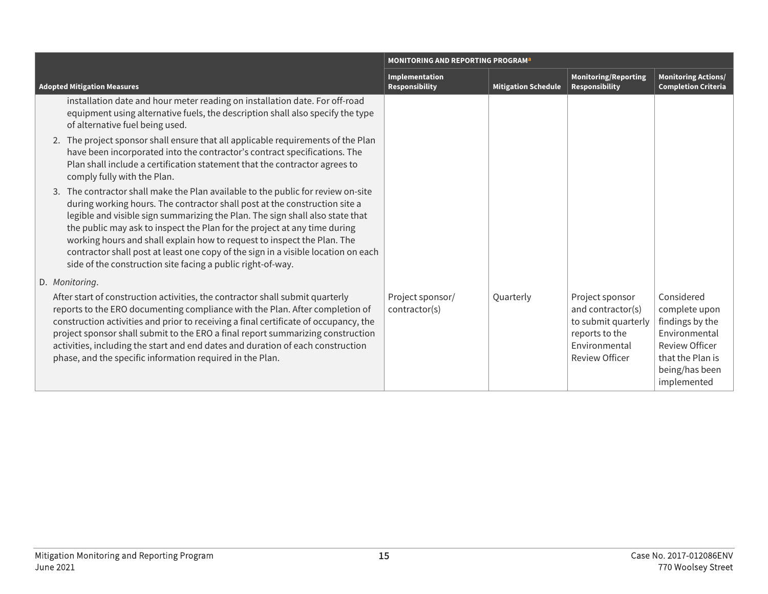| Adopted Mitigation Measures | MONITORING AND REPORTING PROGRAM[a] | | | |
|---|---|---|---|---|
| | Implementation Responsibility | Mitigation Schedule | Monitoring/Reporting Responsibility | Monitoring Actions/ Completion Criteria |
| installation date and hour meter reading on installation date. For off-road equipment using alternative fuels, the description shall also specify the type of alternative fuel being used.<br>2. The project sponsor shall ensure that all applicable requirements of the Plan have been incorporated into the contractor's contract specifications. The Plan shall include a certification statement that the contractor agrees to comply fully with the Plan.<br>3. The contractor shall make the Plan available to the public for review on-site during working hours. The contractor shall post at the construction site a legible and visible sign summarizing the Plan. The sign shall also state that the public may ask to inspect the Plan for the project at any time during working hours and shall explain how to request to inspect the Plan. The contractor shall post at least one copy of the sign in a visible location on each side of the construction site facing a public right-of-way. | | | | |
| D. *Monitoring*.<br>After start of construction activities, the contractor shall submit quarterly reports to the ERO documenting compliance with the Plan. After completion of construction activities and prior to receiving a final certificate of occupancy, the project sponsor shall submit to the ERO a final report summarizing construction activities, including the start and end dates and duration of each construction phase, and the specific information required in the Plan. | Project sponsor/ contractor(s) | Quarterly | Project sponsor and contractor(s) to submit quarterly reports to the Environmental Review Officer | Considered complete upon findings by the Environmental Review Officer that the Plan is being/has been implemented |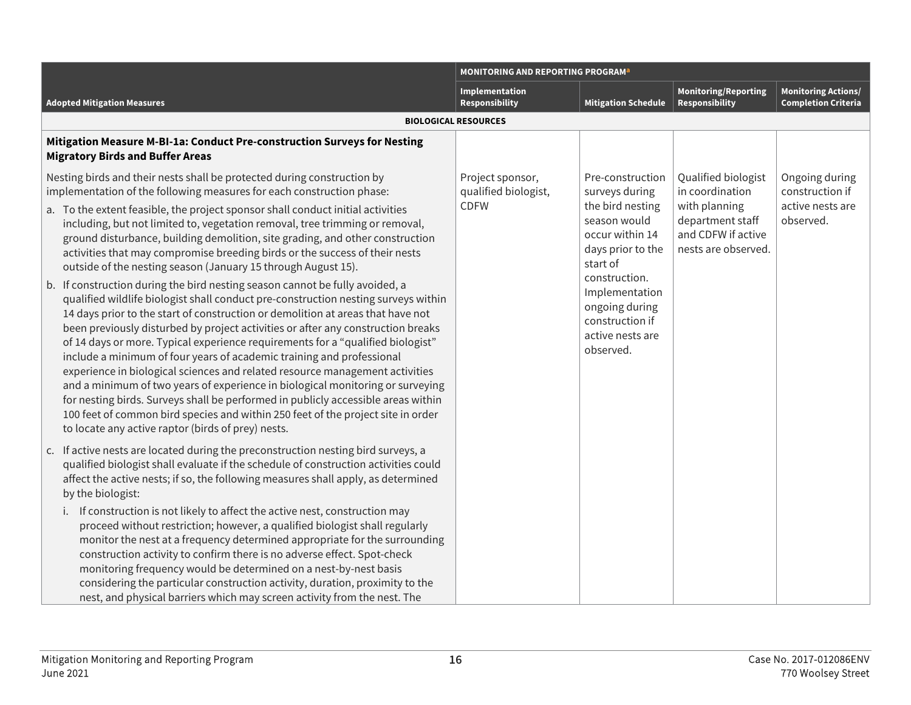| Adopted Mitigation Measures | MONITORING AND REPORTING PROGRAM[a] Implementation Responsibility | Mitigation Schedule | Monitoring/Reporting Responsibility | Monitoring Actions/ Completion Criteria |
|---|---|---|---|---|
| **BIOLOGICAL RESOURCES** | | | | |
| **Mitigation Measure M-BI-1a: Conduct Pre-construction Surveys for Nesting Migratory Birds and Buffer Areas**<br><br>Nesting birds and their nests shall be protected during construction by implementation of the following measures for each construction phase:<br><br>a. To the extent feasible, the project sponsor shall conduct initial activities including, but not limited to, vegetation removal, tree trimming or removal, ground disturbance, building demolition, site grading, and other construction activities that may compromise breeding birds or the success of their nests outside of the nesting season (January 15 through August 15).<br><br>b. If construction during the bird nesting season cannot be fully avoided, a qualified wildlife biologist shall conduct pre-construction nesting surveys within 14 days prior to the start of construction or demolition at areas that have not been previously disturbed by project activities or after any construction breaks of 14 days or more. Typical experience requirements for a "qualified biologist" include a minimum of four years of academic training and professional experience in biological sciences and related resource management activities and a minimum of two years of experience in biological monitoring or surveying for nesting birds. Surveys shall be performed in publicly accessible areas within 100 feet of common bird species and within 250 feet of the project site in order to locate any active raptor (birds of prey) nests.<br><br>c. If active nests are located during the preconstruction nesting bird surveys, a qualified biologist shall evaluate if the schedule of construction activities could affect the active nests; if so, the following measures shall apply, as determined by the biologist:<br><br>i. If construction is not likely to affect the active nest, construction may proceed without restriction; however, a qualified biologist shall regularly monitor the nest at a frequency determined appropriate for the surrounding construction activity to confirm there is no adverse effect. Spot-check monitoring frequency would be determined on a nest-by-nest basis considering the particular construction activity, duration, proximity to the nest, and physical barriers which may screen activity from the nest. The | Project sponsor, qualified biologist, CDFW | Pre-construction surveys during the bird nesting season would occur within 14 days prior to the start of construction. Implementation ongoing during construction if active nests are observed. | Qualified biologist in coordination with planning department staff and CDFW if active nests are observed. | Ongoing during construction if active nests are observed. |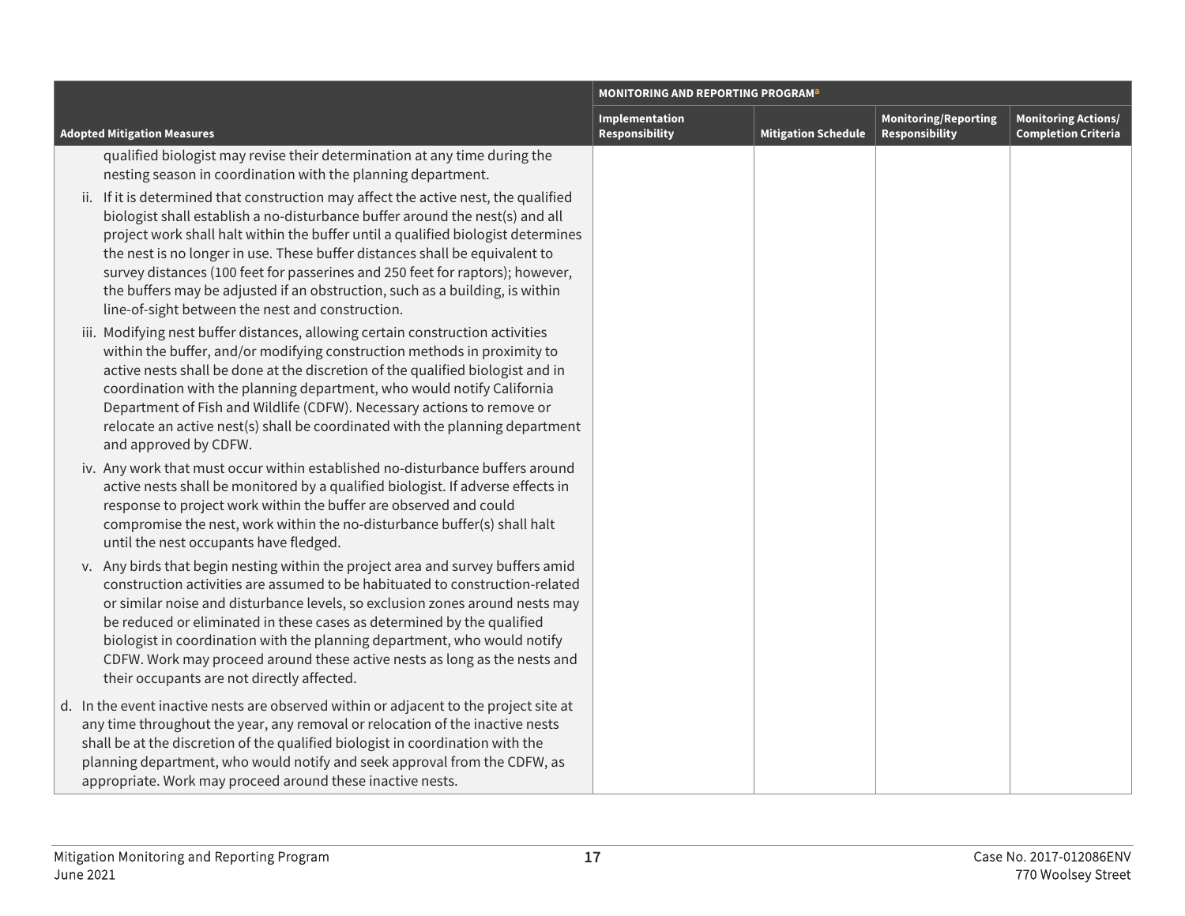| Adopted Mitigation Measures | MONITORING AND REPORTING PROGRAM[a] | | | |
|---|---|---|---|---|
| | Implementation Responsibility | Mitigation Schedule | Monitoring/Reporting Responsibility | Monitoring Actions/ Completion Criteria |
| qualified biologist may revise their determination at any time during the nesting season in coordination with the planning department.<br><br>ii. If it is determined that construction may affect the active nest, the qualified biologist shall establish a no-disturbance buffer around the nest(s) and all project work shall halt within the buffer until a qualified biologist determines the nest is no longer in use. These buffer distances shall be equivalent to survey distances (100 feet for passerines and 250 feet for raptors); however, the buffers may be adjusted if an obstruction, such as a building, is within line-of-sight between the nest and construction.<br><br>iii. Modifying nest buffer distances, allowing certain construction activities within the buffer, and/or modifying construction methods in proximity to active nests shall be done at the discretion of the qualified biologist and in coordination with the planning department, who would notify California Department of Fish and Wildlife (CDFW). Necessary actions to remove or relocate an active nest(s) shall be coordinated with the planning department and approved by CDFW.<br><br>iv. Any work that must occur within established no-disturbance buffers around active nests shall be monitored by a qualified biologist. If adverse effects in response to project work within the buffer are observed and could compromise the nest, work within the no-disturbance buffer(s) shall halt until the nest occupants have fledged.<br><br>v. Any birds that begin nesting within the project area and survey buffers amid construction activities are assumed to be habituated to construction-related or similar noise and disturbance levels, so exclusion zones around nests may be reduced or eliminated in these cases as determined by the qualified biologist in coordination with the planning department, who would notify CDFW. Work may proceed around these active nests as long as the nests and their occupants are not directly affected.<br><br>d. In the event inactive nests are observed within or adjacent to the project site at any time throughout the year, any removal or relocation of the inactive nests shall be at the discretion of the qualified biologist in coordination with the planning department, who would notify and seek approval from the CDFW, as appropriate. Work may proceed around these inactive nests. | | | | |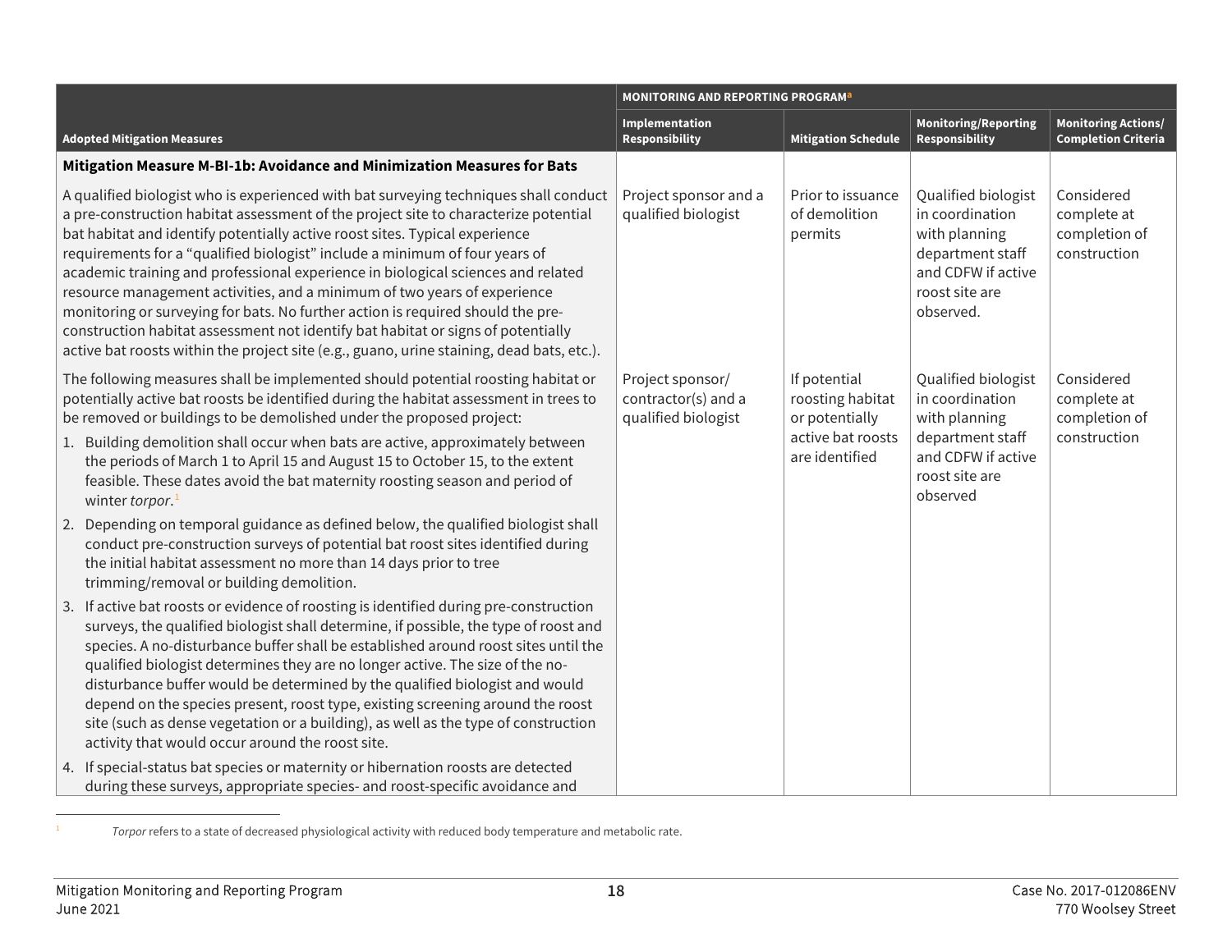| Adopted Mitigation Measures | MONITORING AND REPORTING PROGRAM[a] Implementation Responsibility | Mitigation Schedule | Monitoring/Reporting Responsibility | Monitoring Actions/ Completion Criteria |
|---|---|---|---|---|
| **Mitigation Measure M-BI-1b: Avoidance and Minimization Measures for Bats** | | | | |
| A qualified biologist who is experienced with bat surveying techniques shall conduct a pre-construction habitat assessment of the project site to characterize potential bat habitat and identify potentially active roost sites. Typical experience requirements for a "qualified biologist" include a minimum of four years of academic training and professional experience in biological sciences and related resource management activities, and a minimum of two years of experience monitoring or surveying for bats. No further action is required should the pre-construction habitat assessment not identify bat habitat or signs of potentially active bat roosts within the project site (e.g., guano, urine staining, dead bats, etc.). | Project sponsor and a qualified biologist | Prior to issuance of demolition permits | Qualified biologist in coordination with planning department staff and CDFW if active roost site are observed. | Considered complete at completion of construction |
| The following measures shall be implemented should potential roosting habitat or potentially active bat roosts be identified during the habitat assessment in trees to be removed or buildings to be demolished under the proposed project:<br>1. Building demolition shall occur when bats are active, approximately between the periods of March 1 to April 15 and August 15 to October 15, to the extent feasible. These dates avoid the bat maternity roosting season and period of winter *torpor*.[1]<br>2. Depending on temporal guidance as defined below, the qualified biologist shall conduct pre-construction surveys of potential bat roost sites identified during the initial habitat assessment no more than 14 days prior to tree trimming/removal or building demolition.<br>3. If active bat roosts or evidence of roosting is identified during pre-construction surveys, the qualified biologist shall determine, if possible, the type of roost and species. A no-disturbance buffer shall be established around roost sites until the qualified biologist determines they are no longer active. The size of the no-disturbance buffer would be determined by the qualified biologist and would depend on the species present, roost type, existing screening around the roost site (such as dense vegetation or a building), as well as the type of construction activity that would occur around the roost site.<br>4. If special-status bat species or maternity or hibernation roosts are detected during these surveys, appropriate species- and roost-specific avoidance and | Project sponsor/ contractor(s) and a qualified biologist | If potential roosting habitat or potentially active bat roosts are identified | Qualified biologist in coordination with planning department staff and CDFW if active roost site are observed | Considered complete at completion of construction |

[1] *Torpor* refers to a state of decreased physiological activity with reduced body temperature and metabolic rate.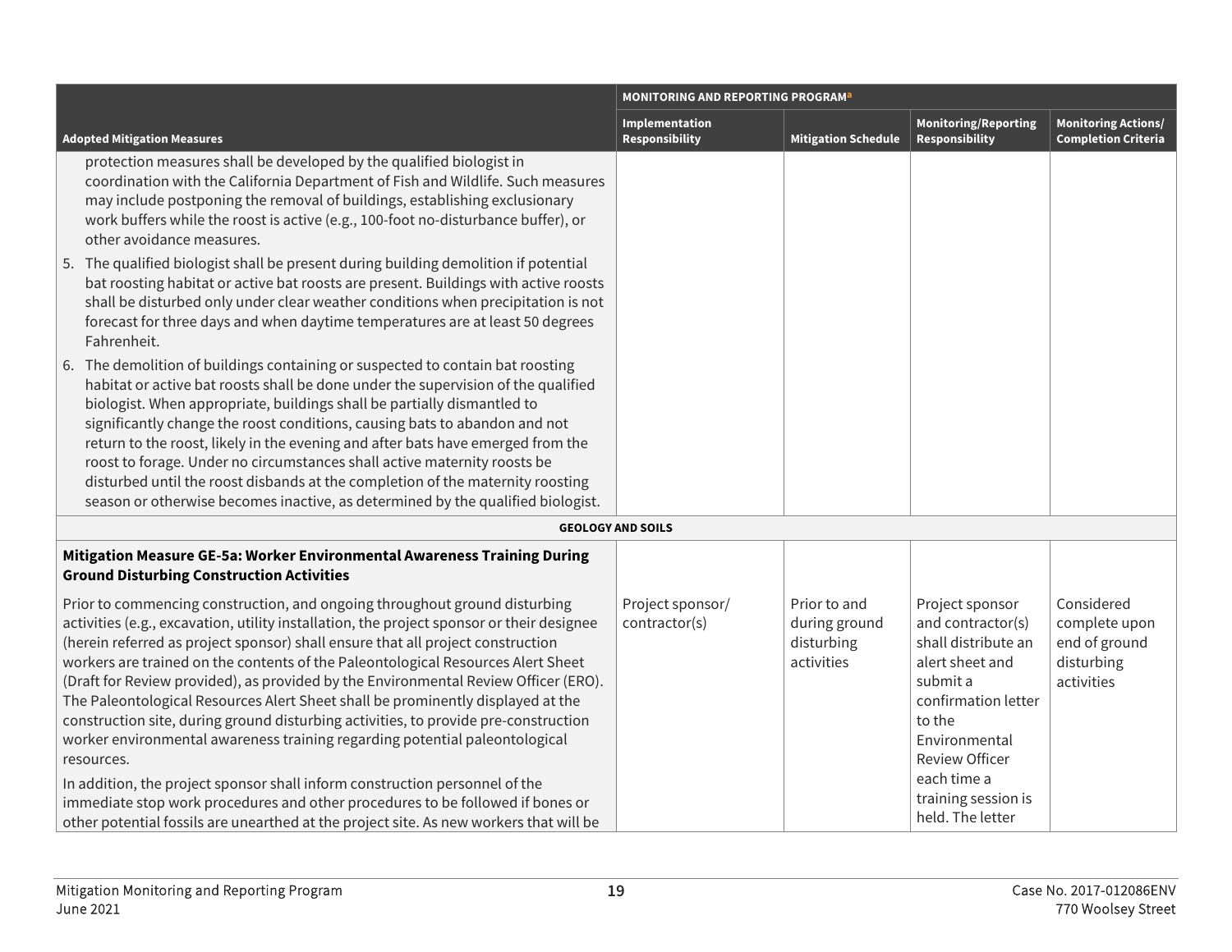| Adopted Mitigation Measures | MONITORING AND REPORTING PROGRAM[a] Implementation Responsibility | Mitigation Schedule | Monitoring/Reporting Responsibility | Monitoring Actions/ Completion Criteria |
|---|---|---|---|---|
| protection measures shall be developed by the qualified biologist in coordination with the California Department of Fish and Wildlife. Such measures may include postponing the removal of buildings, establishing exclusionary work buffers while the roost is active (e.g., 100-foot no-disturbance buffer), or other avoidance measures.<br><br>5. The qualified biologist shall be present during building demolition if potential bat roosting habitat or active bat roosts are present. Buildings with active roosts shall be disturbed only under clear weather conditions when precipitation is not forecast for three days and when daytime temperatures are at least 50 degrees Fahrenheit.<br><br>6. The demolition of buildings containing or suspected to contain bat roosting habitat or active bat roosts shall be done under the supervision of the qualified biologist. When appropriate, buildings shall be partially dismantled to significantly change the roost conditions, causing bats to abandon and not return to the roost, likely in the evening and after bats have emerged from the roost to forage. Under no circumstances shall active maternity roosts be disturbed until the roost disbands at the completion of the maternity roosting season or otherwise becomes inactive, as determined by the qualified biologist. | | | | |
| **GEOLOGY AND SOILS** | | | | |
| **Mitigation Measure GE-5a: Worker Environmental Awareness Training During Ground Disturbing Construction Activities**<br><br>Prior to commencing construction, and ongoing throughout ground disturbing activities (e.g., excavation, utility installation, the project sponsor or their designee (herein referred as project sponsor) shall ensure that all project construction workers are trained on the contents of the Paleontological Resources Alert Sheet (Draft for Review provided), as provided by the Environmental Review Officer (ERO). The Paleontological Resources Alert Sheet shall be prominently displayed at the construction site, during ground disturbing activities, to provide pre-construction worker environmental awareness training regarding potential paleontological resources.<br><br>In addition, the project sponsor shall inform construction personnel of the immediate stop work procedures and other procedures to be followed if bones or other potential fossils are unearthed at the project site. As new workers that will be | Project sponsor/ contractor(s) | Prior to and during ground disturbing activities | Project sponsor and contractor(s) shall distribute an alert sheet and submit a confirmation letter to the Environmental Review Officer each time a training session is held. The letter | Considered complete upon end of ground disturbing activities |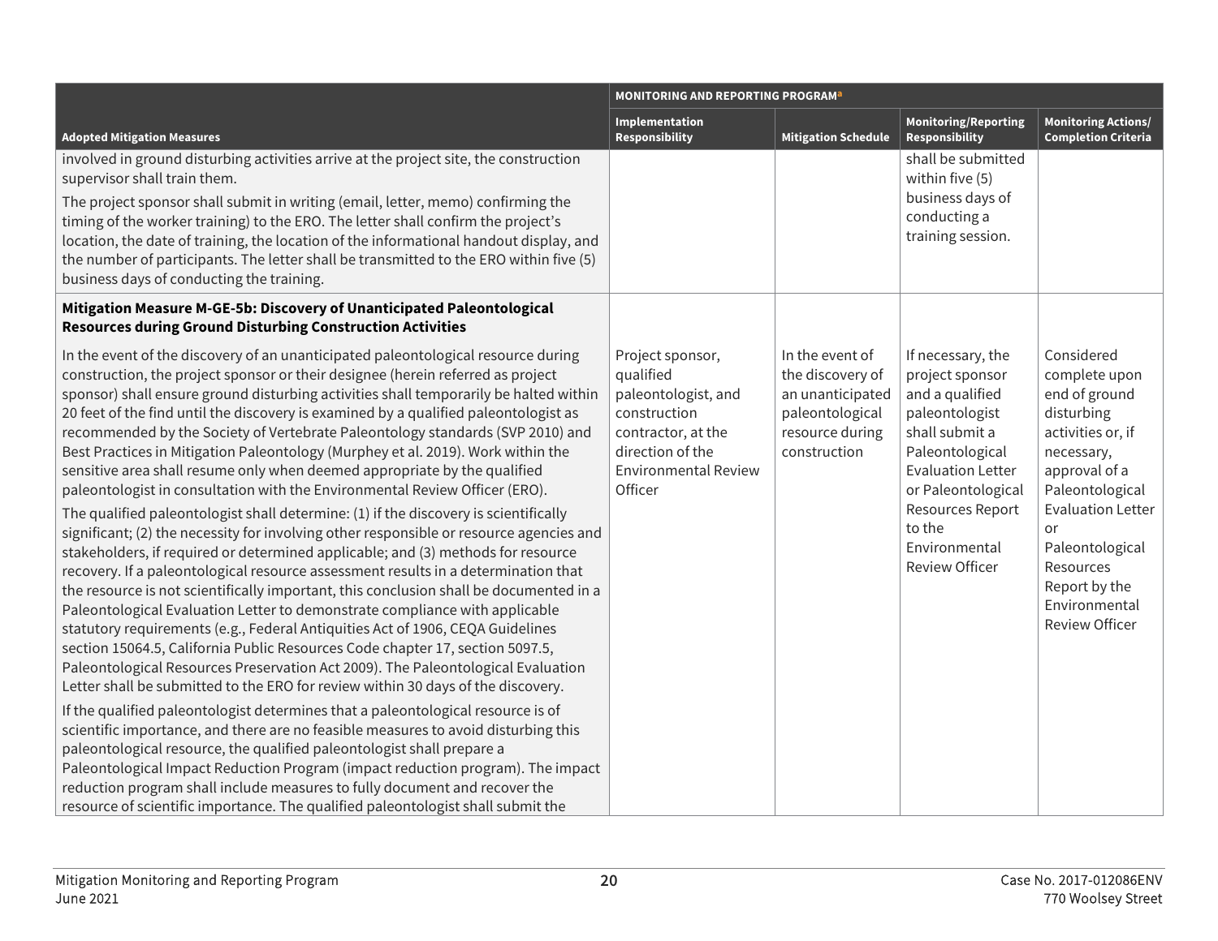| Adopted Mitigation Measures | MONITORING AND REPORTING PROGRAM[a] | | | |
|---|---|---|---|---|
| | Implementation Responsibility | Mitigation Schedule | Monitoring/Reporting Responsibility | Monitoring Actions/ Completion Criteria |
| involved in ground disturbing activities arrive at the project site, the construction supervisor shall train them.<br>The project sponsor shall submit in writing (email, letter, memo) confirming the timing of the worker training) to the ERO. The letter shall confirm the project's location, the date of training, the location of the informational handout display, and the number of participants. The letter shall be transmitted to the ERO within five (5) business days of conducting the training. | | | shall be submitted within five (5) business days of conducting a training session. | |
| **Mitigation Measure M-GE-5b: Discovery of Unanticipated Paleontological Resources during Ground Disturbing Construction Activities**<br>In the event of the discovery of an unanticipated paleontological resource during construction, the project sponsor or their designee (herein referred as project sponsor) shall ensure ground disturbing activities shall temporarily be halted within 20 feet of the find until the discovery is examined by a qualified paleontologist as recommended by the Society of Vertebrate Paleontology standards (SVP 2010) and Best Practices in Mitigation Paleontology (Murphey et al. 2019). Work within the sensitive area shall resume only when deemed appropriate by the qualified paleontologist in consultation with the Environmental Review Officer (ERO).<br>The qualified paleontologist shall determine: (1) if the discovery is scientifically significant; (2) the necessity for involving other responsible or resource agencies and stakeholders, if required or determined applicable; and (3) methods for resource recovery. If a paleontological resource assessment results in a determination that the resource is not scientifically important, this conclusion shall be documented in a Paleontological Evaluation Letter to demonstrate compliance with applicable statutory requirements (e.g., Federal Antiquities Act of 1906, CEQA Guidelines section 15064.5, California Public Resources Code chapter 17, section 5097.5, Paleontological Resources Preservation Act 2009). The Paleontological Evaluation Letter shall be submitted to the ERO for review within 30 days of the discovery.<br>If the qualified paleontologist determines that a paleontological resource is of scientific importance, and there are no feasible measures to avoid disturbing this paleontological resource, the qualified paleontologist shall prepare a Paleontological Impact Reduction Program (impact reduction program). The impact reduction program shall include measures to fully document and recover the resource of scientific importance. The qualified paleontologist shall submit the | Project sponsor, qualified paleontologist, and construction contractor, at the direction of the Environmental Review Officer | In the event of the discovery of an unanticipated paleontological resource during construction | If necessary, the project sponsor and a qualified paleontologist shall submit a Paleontological Evaluation Letter or Paleontological Resources Report to the Environmental Review Officer | Considered complete upon end of ground disturbing activities or, if necessary, approval of a Paleontological Evaluation Letter or Paleontological Resources Report by the Environmental Review Officer |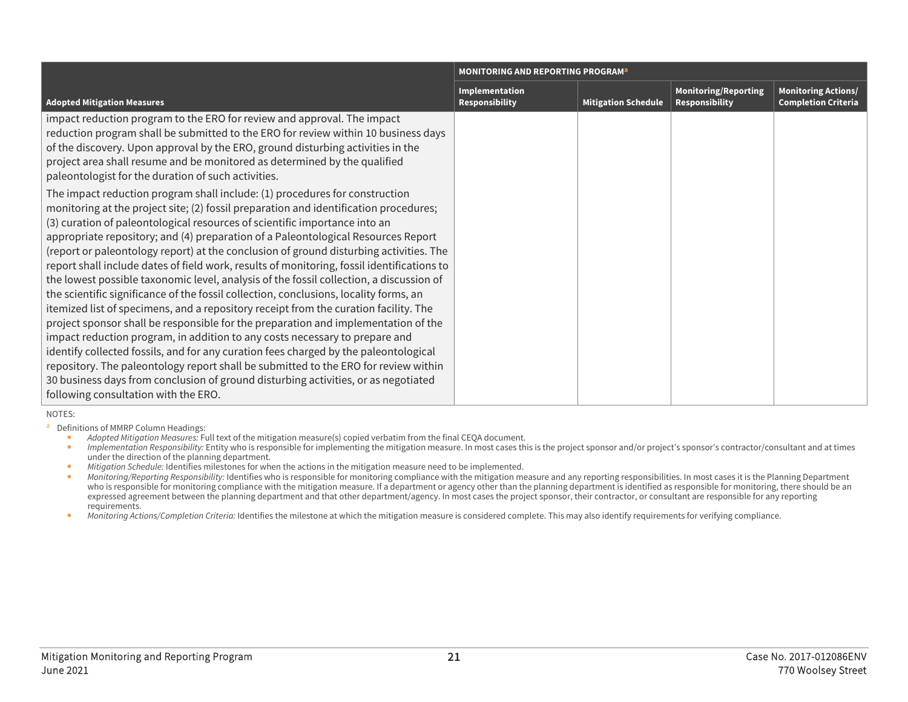| Adopted Mitigation Measures | MONITORING AND REPORTING PROGRAM[a] | | | |
|---|---|---|---|---|
| | Implementation Responsibility | Mitigation Schedule | Monitoring/Reporting Responsibility | Monitoring Actions/ Completion Criteria |
| impact reduction program to the ERO for review and approval. The impact reduction program shall be submitted to the ERO for review within 10 business days of the discovery. Upon approval by the ERO, ground disturbing activities in the project area shall resume and be monitored as determined by the qualified paleontologist for the duration of such activities.<br><br>The impact reduction program shall include: (1) procedures for construction monitoring at the project site; (2) fossil preparation and identification procedures; (3) curation of paleontological resources of scientific importance into an appropriate repository; and (4) preparation of a Paleontological Resources Report (report or paleontology report) at the conclusion of ground disturbing activities. The report shall include dates of field work, results of monitoring, fossil identifications to the lowest possible taxonomic level, analysis of the fossil collection, a discussion of the scientific significance of the fossil collection, conclusions, locality forms, an itemized list of specimens, and a repository receipt from the curation facility. The project sponsor shall be responsible for the preparation and implementation of the impact reduction program, in addition to any costs necessary to prepare and identify collected fossils, and for any curation fees charged by the paleontological repository. The paleontology report shall be submitted to the ERO for review within 30 business days from conclusion of ground disturbing activities, or as negotiated following consultation with the ERO. | | | | |

NOTES:

[a] Definitions of MMRP Column Headings:

- *Adopted Mitigation Measures:* Full text of the mitigation measure(s) copied verbatim from the final CEQA document.
- *Implementation Responsibility:* Entity who is responsible for implementing the mitigation measure. In most cases this is the project sponsor and/or project's sponsor's contractor/consultant and at times under the direction of the planning department.
- *Mitigation Schedule:* Identifies milestones for when the actions in the mitigation measure need to be implemented.
- *Monitoring/Reporting Responsibility:* Identifies who is responsible for monitoring compliance with the mitigation measure and any reporting responsibilities. In most cases it is the Planning Department who is responsible for monitoring compliance with the mitigation measure. If a department or agency other than the planning department is identified as responsible for monitoring, there should be an expressed agreement between the planning department and that other department/agency. In most cases the project sponsor, their contractor, or consultant are responsible for any reporting requirements.
- *Monitoring Actions/Completion Criteria:* Identifies the milestone at which the mitigation measure is considered complete. This may also identify requirements for verifying compliance.